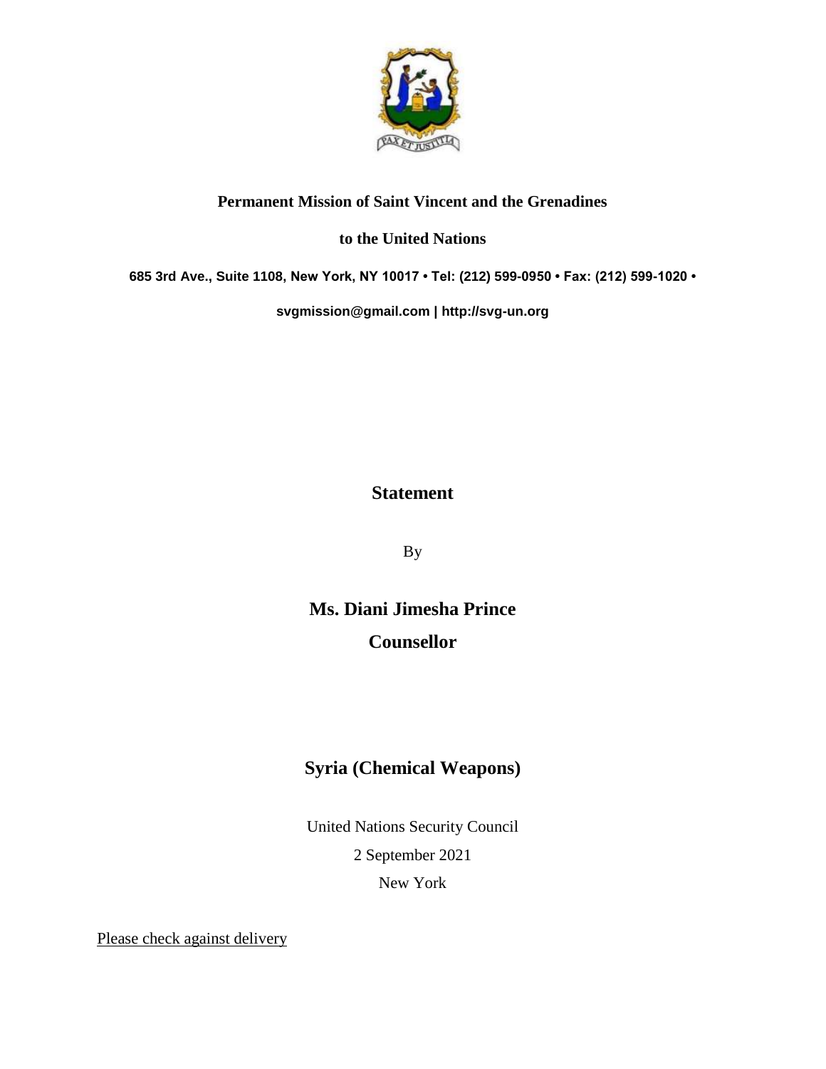**Permanent Mission of Saint Vincent and the Grenadines**

**to the United Nations**

**685 3rd Ave., Suite 1108, New York, NY 10017 • Tel: (212) 599-0950 • Fax: (212) 599-1020 •**

**svgmission@gmail.com | http://svg-un.org**

# Statement

By

## Ms. Diani Jimesha Prince

## Counsellor

## Syria (Chemical Weapons)

United Nations Security Council

2 September 2021

New York

Please check against delivery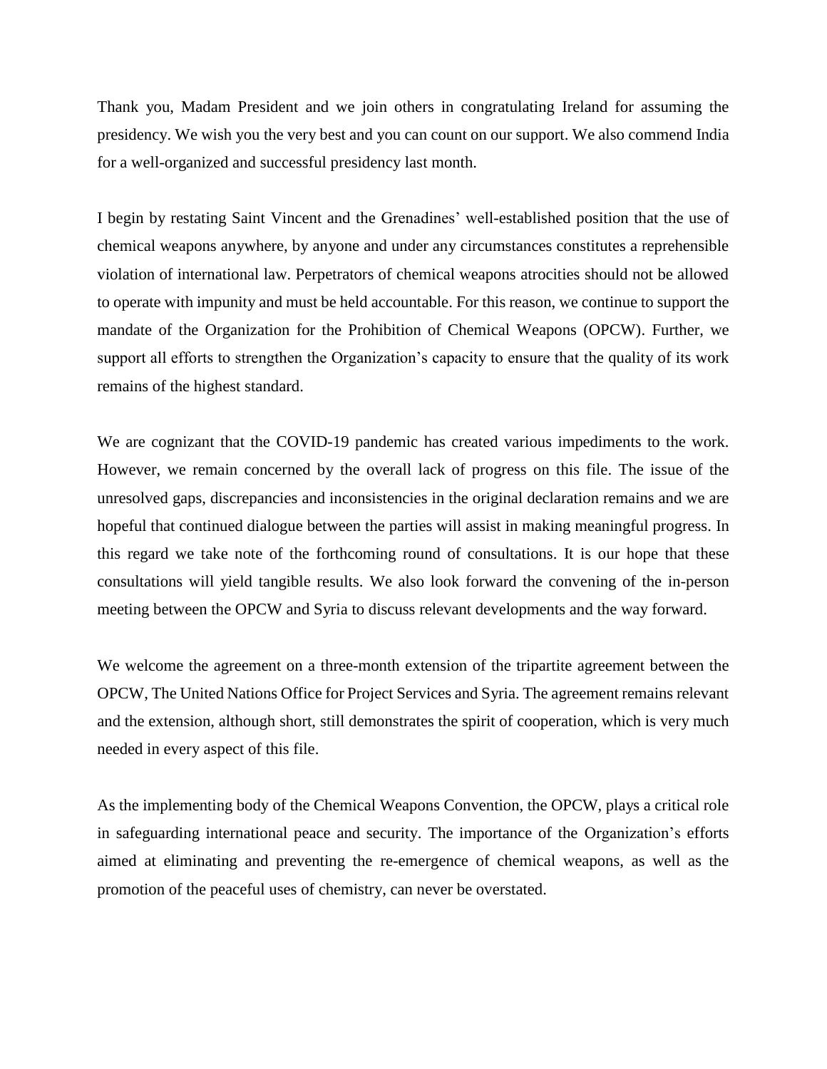Thank you, Madam President and we join others in congratulating Ireland for assuming the presidency. We wish you the very best and you can count on our support. We also commend India for a well-organized and successful presidency last month.

I begin by restating Saint Vincent and the Grenadines' well-established position that the use of chemical weapons anywhere, by anyone and under any circumstances constitutes a reprehensible violation of international law. Perpetrators of chemical weapons atrocities should not be allowed to operate with impunity and must be held accountable. For this reason, we continue to support the mandate of the Organization for the Prohibition of Chemical Weapons (OPCW). Further, we support all efforts to strengthen the Organization's capacity to ensure that the quality of its work remains of the highest standard.

We are cognizant that the COVID-19 pandemic has created various impediments to the work. However, we remain concerned by the overall lack of progress on this file. The issue of the unresolved gaps, discrepancies and inconsistencies in the original declaration remains and we are hopeful that continued dialogue between the parties will assist in making meaningful progress. In this regard we take note of the forthcoming round of consultations. It is our hope that these consultations will yield tangible results. We also look forward the convening of the in-person meeting between the OPCW and Syria to discuss relevant developments and the way forward.

We welcome the agreement on a three-month extension of the tripartite agreement between the OPCW, The United Nations Office for Project Services and Syria. The agreement remains relevant and the extension, although short, still demonstrates the spirit of cooperation, which is very much needed in every aspect of this file.

As the implementing body of the Chemical Weapons Convention, the OPCW, plays a critical role in safeguarding international peace and security. The importance of the Organization's efforts aimed at eliminating and preventing the re-emergence of chemical weapons, as well as the promotion of the peaceful uses of chemistry, can never be overstated.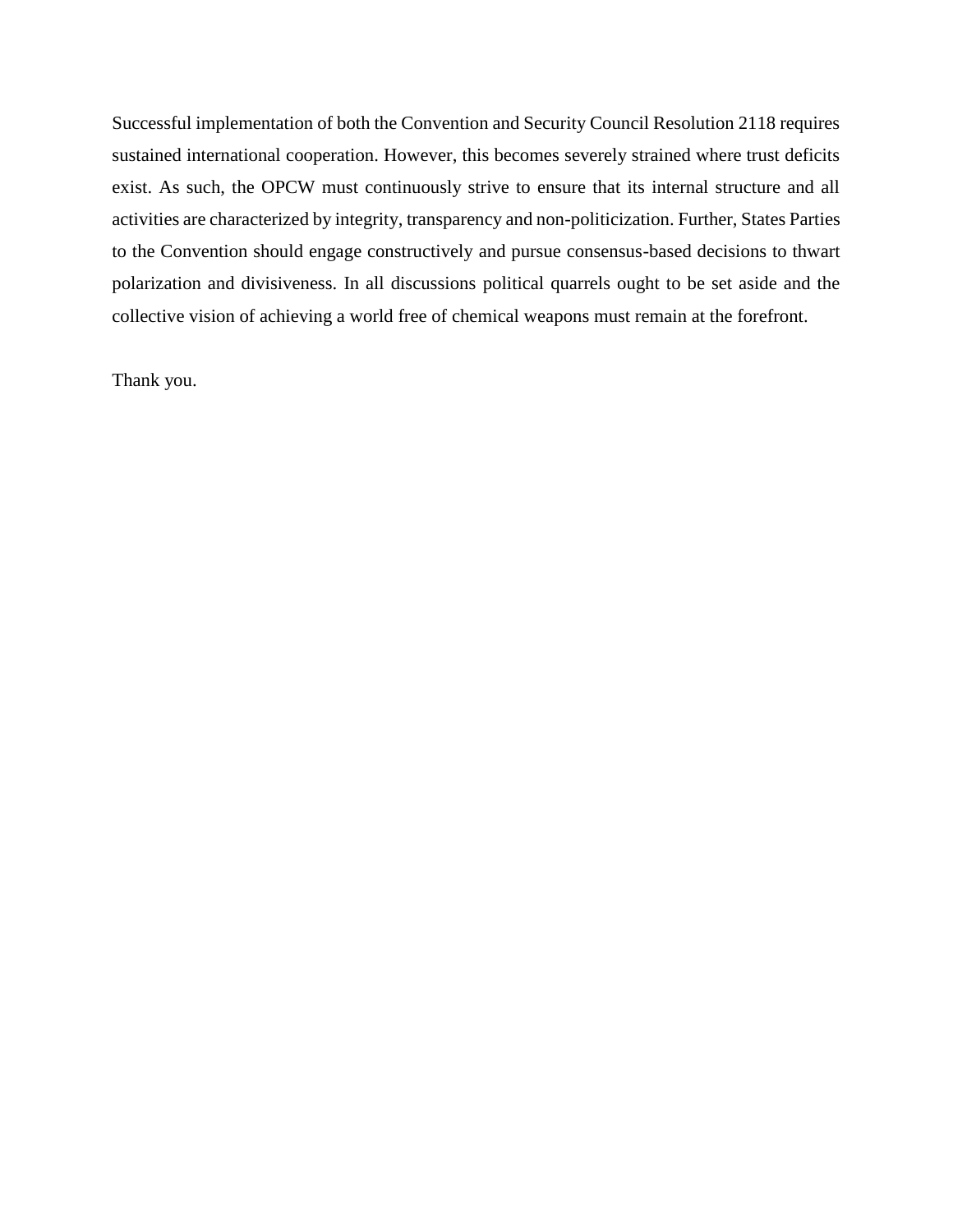Successful implementation of both the Convention and Security Council Resolution 2118 requires sustained international cooperation. However, this becomes severely strained where trust deficits exist. As such, the OPCW must continuously strive to ensure that its internal structure and all activities are characterized by integrity, transparency and non-politicization. Further, States Parties to the Convention should engage constructively and pursue consensus-based decisions to thwart polarization and divisiveness. In all discussions political quarrels ought to be set aside and the collective vision of achieving a world free of chemical weapons must remain at the forefront.

Thank you.